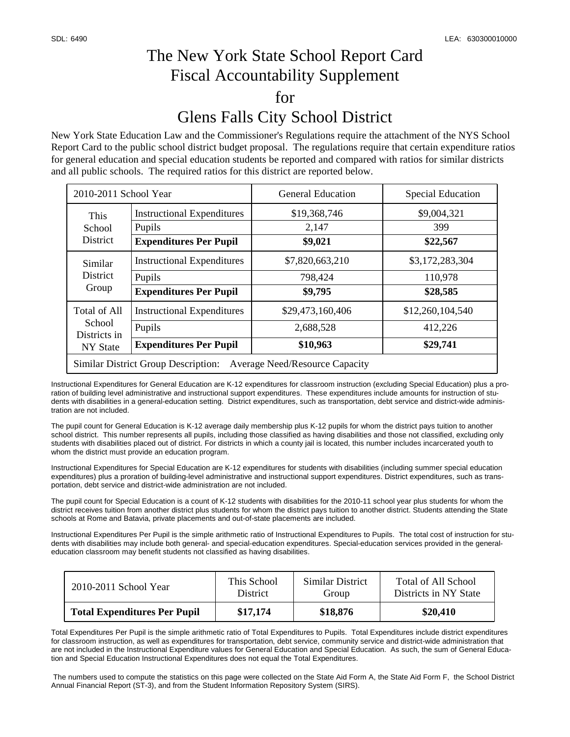SDL: 6490 LEA: 630300010000

# The New York State School Report Card Fiscal Accountability Supplement for Glens Falls City School District

New York State Education Law and the Commissioner's Regulations require the attachment of the NYS School Report Card to the public school district budget proposal. The regulations require that certain expenditure ratios for general education and special education students be reported and compared with ratios for similar districts and all public schools. The required ratios for this district are reported below.

| 2010-2011 School Year | | General Education | Special Education |
|---|---|---|---|
| This School District | Instructional Expenditures | $19,368,746 | $9,004,321 |
| | Pupils | 2,147 | 399 |
| | **Expenditures Per Pupil** | **$9,021** | **$22,567** |
| Similar District Group | Instructional Expenditures | $7,820,663,210 | $3,172,283,304 |
| | Pupils | 798,424 | 110,978 |
| | **Expenditures Per Pupil** | **$9,795** | **$28,585** |
| Total of All School Districts in NY State | Instructional Expenditures | $29,473,160,406 | $12,260,104,540 |
| | Pupils | 2,688,528 | 412,226 |
| | **Expenditures Per Pupil** | **$10,963** | **$29,741** |
| Similar District Group Description: Average Need/Resource Capacity | | | |

Instructional Expenditures for General Education are K-12 expenditures for classroom instruction (excluding Special Education) plus a proration of building level administrative and instructional support expenditures. These expenditures include amounts for instruction of students with disabilities in a general-education setting. District expenditures, such as transportation, debt service and district-wide administration are not included.

The pupil count for General Education is K-12 average daily membership plus K-12 pupils for whom the district pays tuition to another school district. This number represents all pupils, including those classified as having disabilities and those not classified, excluding only students with disabilities placed out of district. For districts in which a county jail is located, this number includes incarcerated youth to whom the district must provide an education program.

Instructional Expenditures for Special Education are K-12 expenditures for students with disabilities (including summer special education expenditures) plus a proration of building-level administrative and instructional support expenditures. District expenditures, such as transportation, debt service and district-wide administration are not included.

The pupil count for Special Education is a count of K-12 students with disabilities for the 2010-11 school year plus students for whom the district receives tuition from another district plus students for whom the district pays tuition to another district. Students attending the State schools at Rome and Batavia, private placements and out-of-state placements are included.

Instructional Expenditures Per Pupil is the simple arithmetic ratio of Instructional Expenditures to Pupils. The total cost of instruction for students with disabilities may include both general- and special-education expenditures. Special-education services provided in the general-education classroom may benefit students not classified as having disabilities.

| 2010-2011 School Year | This School District | Similar District Group | Total of All School Districts in NY State |
|---|---|---|---|
| **Total Expenditures Per Pupil** | **$17,174** | **$18,876** | **$20,410** |

Total Expenditures Per Pupil is the simple arithmetic ratio of Total Expenditures to Pupils. Total Expenditures include district expenditures for classroom instruction, as well as expenditures for transportation, debt service, community service and district-wide administration that are not included in the Instructional Expenditure values for General Education and Special Education. As such, the sum of General Education and Special Education Instructional Expenditures does not equal the Total Expenditures.

The numbers used to compute the statistics on this page were collected on the State Aid Form A, the State Aid Form F, the School District Annual Financial Report (ST-3), and from the Student Information Repository System (SIRS).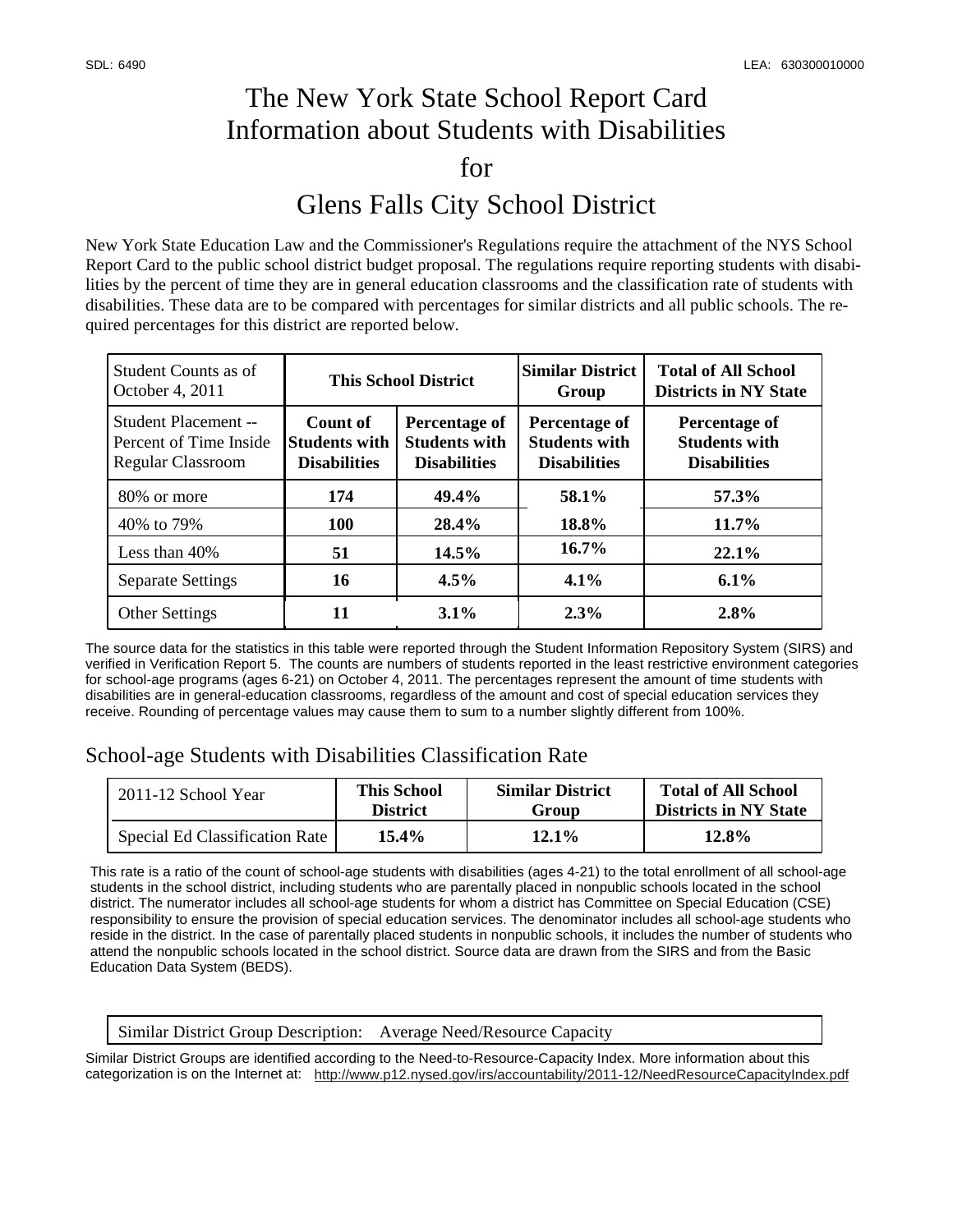SDL: 6490 LEA: 630300010000

# The New York State School Report Card Information about Students with Disabilities for Glens Falls City School District

New York State Education Law and the Commissioner's Regulations require the attachment of the NYS School Report Card to the public school district budget proposal. The regulations require reporting students with disabilities by the percent of time they are in general education classrooms and the classification rate of students with disabilities. These data are to be compared with percentages for similar districts and all public schools. The required percentages for this district are reported below.

| Student Counts as of October 4, 2011 | This School District | | Similar District Group | Total of All School Districts in NY State |
|---|---|---|---|---|
| Student Placement -- Percent of Time Inside Regular Classroom | Count of Students with Disabilities | Percentage of Students with Disabilities | Percentage of Students with Disabilities | Percentage of Students with Disabilities |
| 80% or more | **174** | **49.4%** | **58.1%** | **57.3%** |
| 40% to 79% | **100** | **28.4%** | **18.8%** | **11.7%** |
| Less than 40% | **51** | **14.5%** | **16.7%** | **22.1%** |
| Separate Settings | **16** | **4.5%** | **4.1%** | **6.1%** |
| Other Settings | **11** | **3.1%** | **2.3%** | **2.8%** |

The source data for the statistics in this table were reported through the Student Information Repository System (SIRS) and verified in Verification Report 5. The counts are numbers of students reported in the least restrictive environment categories for school-age programs (ages 6-21) on October 4, 2011. The percentages represent the amount of time students with disabilities are in general-education classrooms, regardless of the amount and cost of special education services they receive. Rounding of percentage values may cause them to sum to a number slightly different from 100%.

## School-age Students with Disabilities Classification Rate

| 2011-12 School Year | This School District | Similar District Group | Total of All School Districts in NY State |
|---|---|---|---|
| Special Ed Classification Rate | **15.4%** | **12.1%** | **12.8%** |

This rate is a ratio of the count of school-age students with disabilities (ages 4-21) to the total enrollment of all school-age students in the school district, including students who are parentally placed in nonpublic schools located in the school district. The numerator includes all school-age students for whom a district has Committee on Special Education (CSE) responsibility to ensure the provision of special education services. The denominator includes all school-age students who reside in the district. In the case of parentally placed students in nonpublic schools, it includes the number of students who attend the nonpublic schools located in the school district. Source data are drawn from the SIRS and from the Basic Education Data System (BEDS).

Similar District Group Description: Average Need/Resource Capacity

Similar District Groups are identified according to the Need-to-Resource-Capacity Index. More information about this categorization is on the Internet at: http://www.p12.nysed.gov/irs/accountability/2011-12/NeedResourceCapacityIndex.pdf